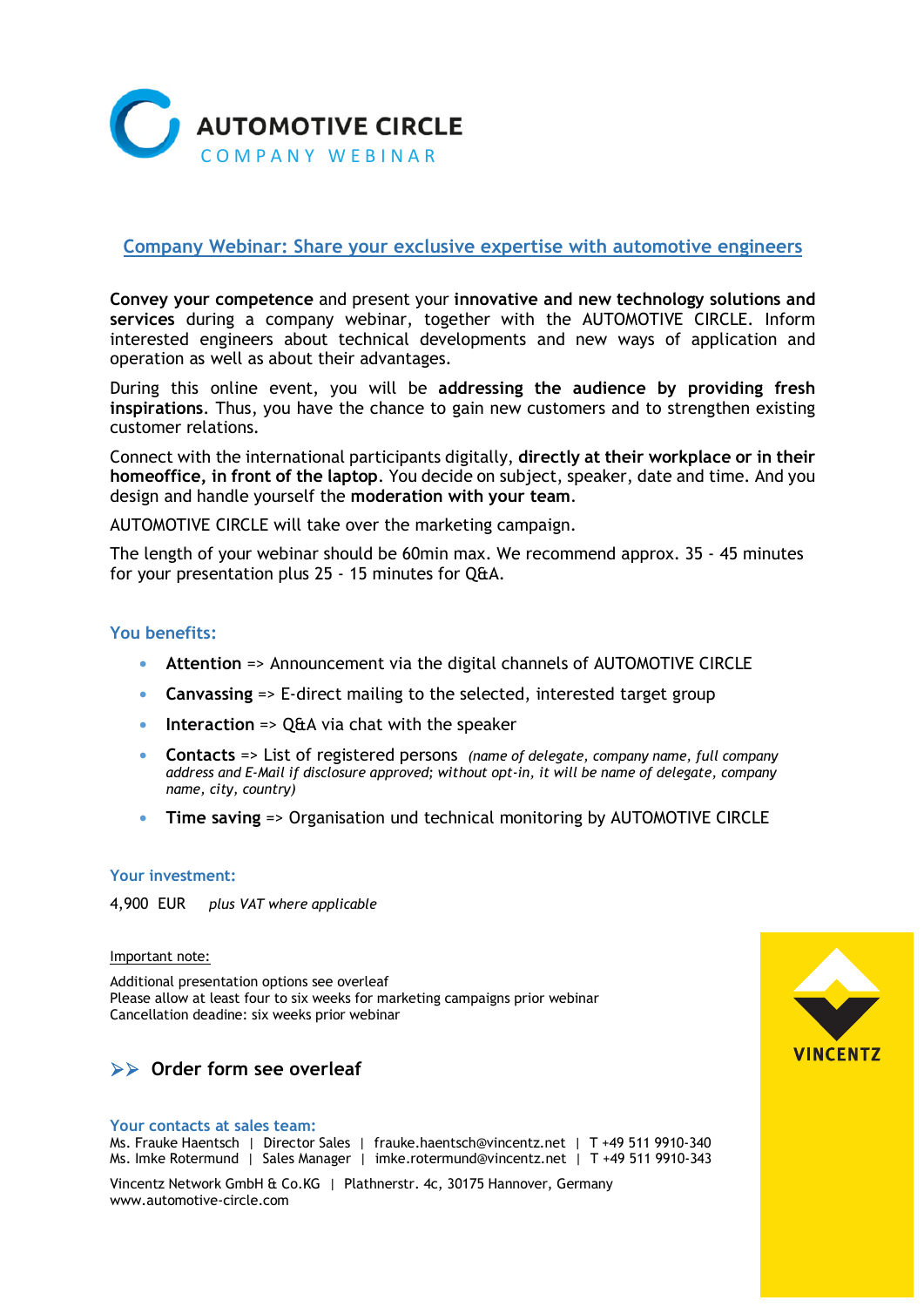# AUTOMOTIVE CIRCLE
## COMPANY WEBINAR

## Company Webinar: Share your exclusive expertise with automotive engineers

**Convey your competence** and present your **innovative and new technology solutions and services** during a company webinar, together with the AUTOMOTIVE CIRCLE. Inform interested engineers about technical developments and new ways of application and operation as well as about their advantages.

During this online event, you will be **addressing the audience by providing fresh inspirations**. Thus, you have the chance to gain new customers and to strengthen existing customer relations.

Connect with the international participants digitally, **directly at their workplace or in their homeoffice, in front of the laptop**. You decide on subject, speaker, date and time. And you design and handle yourself the **moderation with your team**.

AUTOMOTIVE CIRCLE will take over the marketing campaign.

The length of your webinar should be 60min max. We recommend approx. 35 - 45 minutes for your presentation plus 25 - 15 minutes for Q&A.

### You benefits:

- **Attention** => Announcement via the digital channels of AUTOMOTIVE CIRCLE
- **Canvassing** => E-direct mailing to the selected, interested target group
- **Interaction** => Q&A via chat with the speaker
- **Contacts** => List of registered persons *(name of delegate, company name, full company address and E-Mail if disclosure approved; without opt-in, it will be name of delegate, company name, city, country)*
- **Time saving** => Organisation und technical monitoring by AUTOMOTIVE CIRCLE

### Your investment:

4,900 EUR *plus VAT where applicable*

Important note:

Additional presentation options see overleaf
Please allow at least four to six weeks for marketing campaigns prior webinar
Cancellation deadine: six weeks prior webinar

**>> Order form see overleaf**

### Your contacts at sales team:

Ms. Frauke Haentsch | Director Sales | frauke.haentsch@vincentz.net | T +49 511 9910-340
Ms. Imke Rotermund | Sales Manager | imke.rotermund@vincentz.net | T +49 511 9910-343

Vincentz Network GmbH & Co.KG | Plathnerstr. 4c, 30175 Hannover, Germany
www.automotive-circle.com

VINCENTZ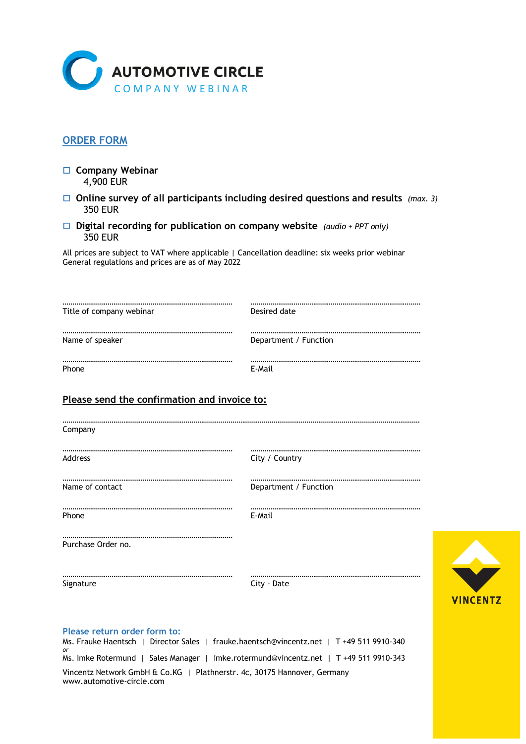AUTOMOTIVE CIRCLE
COMPANY WEBINAR

## ORDER FORM

- ☐ **Company Webinar**
  4,900 EUR
- ☐ **Online survey of all participants including desired questions and results** *(max. 3)*
  350 EUR
- ☐ **Digital recording for publication on company website** *(audio + PPT only)*
  350 EUR

All prices are subject to VAT where applicable | Cancellation deadline: six weeks prior webinar
General regulations and prices are as of May 2022

.................................................. Title of company webinar

.................................................. Desired date

.................................................. Name of speaker

.................................................. Department / Function

.................................................. Phone

.................................................. E-Mail

## Please send the confirmation and invoice to:

.................................................. Company

.................................................. Address

.................................................. City / Country

.................................................. Name of contact

.................................................. Department / Function

.................................................. Phone

.................................................. E-Mail

.................................................. Purchase Order no.

.................................................. Signature

.................................................. City - Date

VINCENTZ

**Please return order form to:**
Ms. Frauke Haentsch | Director Sales | frauke.haentsch@vincentz.net | T +49 511 9910-340
*or*
Ms. Imke Rotermund | Sales Manager | imke.rotermund@vincentz.net | T +49 511 9910-343

Vincentz Network GmbH & Co.KG | Plathnerstr. 4c, 30175 Hannover, Germany
www.automotive-circle.com